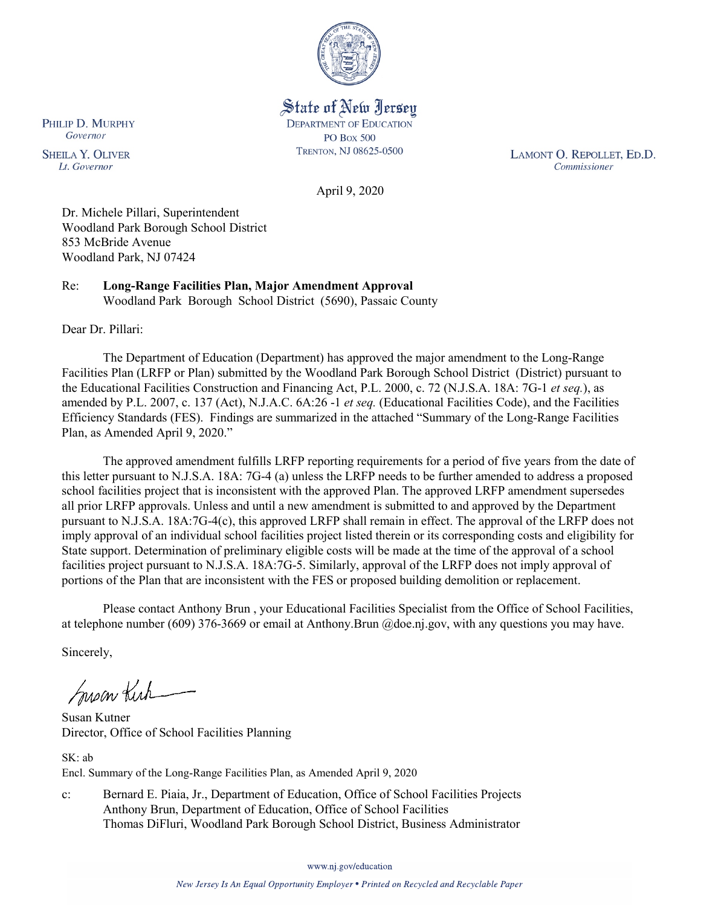State of New Jersey
DEPARTMENT OF EDUCATION
PO BOX 500
TRENTON, NJ 08625-0500

PHILIP D. MURPHY
*Governor*

SHEILA Y. OLIVER
*Lt. Governor*

LAMONT O. REPOLLET, ED.D.
*Commissioner*

April 9, 2020

Dr. Michele Pillari, Superintendent
Woodland Park Borough School District
853 McBride Avenue
Woodland Park, NJ 07424

Re: **Long-Range Facilities Plan, Major Amendment Approval**
Woodland Park Borough School District (5690), Passaic County

Dear Dr. Pillari:

The Department of Education (Department) has approved the major amendment to the Long-Range Facilities Plan (LRFP or Plan) submitted by the Woodland Park Borough School District (District) pursuant to the Educational Facilities Construction and Financing Act, P.L. 2000, c. 72 (N.J.S.A. 18A: 7G-1 *et seq.*), as amended by P.L. 2007, c. 137 (Act), N.J.A.C. 6A:26 -1 *et seq.* (Educational Facilities Code), and the Facilities Efficiency Standards (FES). Findings are summarized in the attached "Summary of the Long-Range Facilities Plan, as Amended April 9, 2020."

The approved amendment fulfills LRFP reporting requirements for a period of five years from the date of this letter pursuant to N.J.S.A. 18A: 7G-4 (a) unless the LRFP needs to be further amended to address a proposed school facilities project that is inconsistent with the approved Plan. The approved LRFP amendment supersedes all prior LRFP approvals. Unless and until a new amendment is submitted to and approved by the Department pursuant to N.J.S.A. 18A:7G-4(c), this approved LRFP shall remain in effect. The approval of the LRFP does not imply approval of an individual school facilities project listed therein or its corresponding costs and eligibility for State support. Determination of preliminary eligible costs will be made at the time of the approval of a school facilities project pursuant to N.J.S.A. 18A:7G-5. Similarly, approval of the LRFP does not imply approval of portions of the Plan that are inconsistent with the FES or proposed building demolition or replacement.

Please contact Anthony Brun , your Educational Facilities Specialist from the Office of School Facilities, at telephone number (609) 376-3669 or email at Anthony.Brun @doe.nj.gov, with any questions you may have.

Sincerely,

Susan Kutner
Director, Office of School Facilities Planning

SK: ab
Encl. Summary of the Long-Range Facilities Plan, as Amended April 9, 2020

c: Bernard E. Piaia, Jr., Department of Education, Office of School Facilities Projects
Anthony Brun, Department of Education, Office of School Facilities
Thomas DiFluri, Woodland Park Borough School District, Business Administrator

www.nj.gov/education

*New Jersey Is An Equal Opportunity Employer • Printed on Recycled and Recyclable Paper*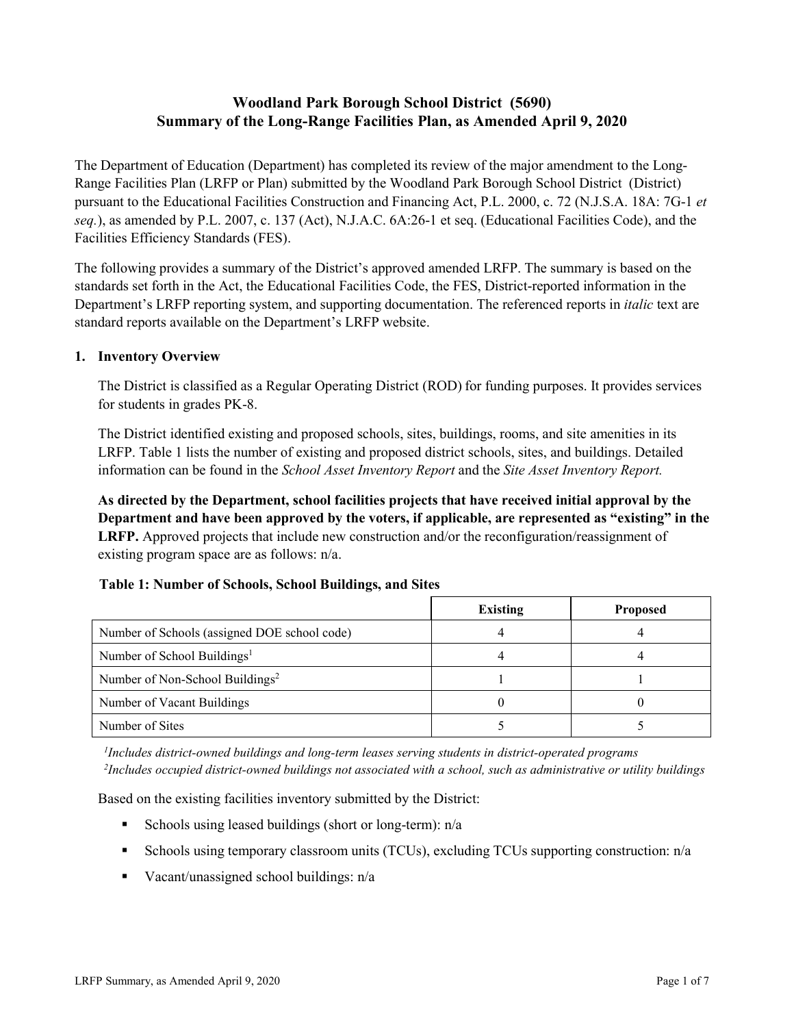# Woodland Park Borough School District (5690)
## Summary of the Long-Range Facilities Plan, as Amended April 9, 2020

The Department of Education (Department) has completed its review of the major amendment to the Long-Range Facilities Plan (LRFP or Plan) submitted by the Woodland Park Borough School District (District) pursuant to the Educational Facilities Construction and Financing Act, P.L. 2000, c. 72 (N.J.S.A. 18A: 7G-1 *et seq.*), as amended by P.L. 2007, c. 137 (Act), N.J.A.C. 6A:26-1 et seq. (Educational Facilities Code), and the Facilities Efficiency Standards (FES).

The following provides a summary of the District's approved amended LRFP. The summary is based on the standards set forth in the Act, the Educational Facilities Code, the FES, District-reported information in the Department's LRFP reporting system, and supporting documentation. The referenced reports in *italic* text are standard reports available on the Department's LRFP website.

### 1. Inventory Overview

The District is classified as a Regular Operating District (ROD) for funding purposes. It provides services for students in grades PK-8.

The District identified existing and proposed schools, sites, buildings, rooms, and site amenities in its LRFP. Table 1 lists the number of existing and proposed district schools, sites, and buildings. Detailed information can be found in the *School Asset Inventory Report* and the *Site Asset Inventory Report.*

**As directed by the Department, school facilities projects that have received initial approval by the Department and have been approved by the voters, if applicable, are represented as "existing" in the LRFP.** Approved projects that include new construction and/or the reconfiguration/reassignment of existing program space are as follows: n/a.

**Table 1: Number of Schools, School Buildings, and Sites**

| | Existing | Proposed |
|---|---|---|
| Number of Schools (assigned DOE school code) | 4 | 4 |
| Number of School Buildings[1] | 4 | 4 |
| Number of Non-School Buildings[2] | 1 | 1 |
| Number of Vacant Buildings | 0 | 0 |
| Number of Sites | 5 | 5 |

*[1]Includes district-owned buildings and long-term leases serving students in district-operated programs*
*[2]Includes occupied district-owned buildings not associated with a school, such as administrative or utility buildings*

Based on the existing facilities inventory submitted by the District:

- Schools using leased buildings (short or long-term): n/a
- Schools using temporary classroom units (TCUs), excluding TCUs supporting construction: n/a
- Vacant/unassigned school buildings: n/a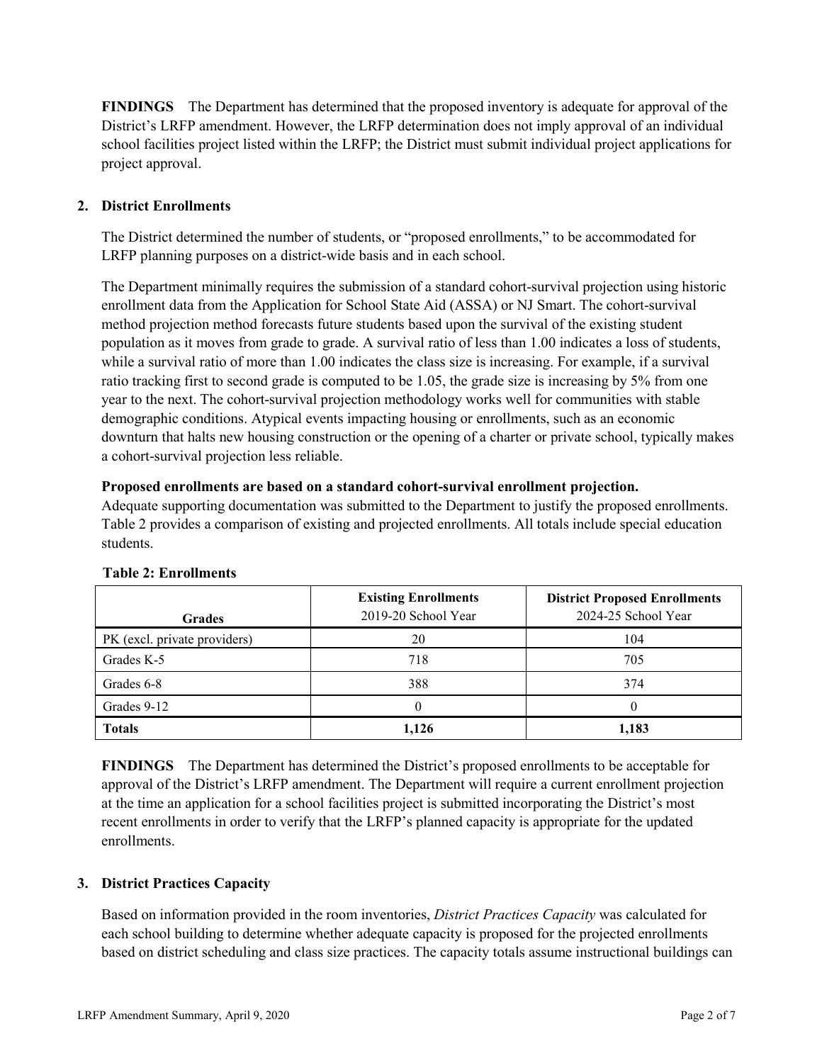**FINDINGS** The Department has determined that the proposed inventory is adequate for approval of the District's LRFP amendment. However, the LRFP determination does not imply approval of an individual school facilities project listed within the LRFP; the District must submit individual project applications for project approval.

## 2. District Enrollments

The District determined the number of students, or "proposed enrollments," to be accommodated for LRFP planning purposes on a district-wide basis and in each school.

The Department minimally requires the submission of a standard cohort-survival projection using historic enrollment data from the Application for School State Aid (ASSA) or NJ Smart. The cohort-survival method projection method forecasts future students based upon the survival of the existing student population as it moves from grade to grade. A survival ratio of less than 1.00 indicates a loss of students, while a survival ratio of more than 1.00 indicates the class size is increasing. For example, if a survival ratio tracking first to second grade is computed to be 1.05, the grade size is increasing by 5% from one year to the next. The cohort-survival projection methodology works well for communities with stable demographic conditions. Atypical events impacting housing or enrollments, such as an economic downturn that halts new housing construction or the opening of a charter or private school, typically makes a cohort-survival projection less reliable.

**Proposed enrollments are based on a standard cohort-survival enrollment projection.**
Adequate supporting documentation was submitted to the Department to justify the proposed enrollments. Table 2 provides a comparison of existing and projected enrollments. All totals include special education students.

**Table 2: Enrollments**

| Grades | Existing Enrollments 2019-20 School Year | District Proposed Enrollments 2024-25 School Year |
|---|---|---|
| PK (excl. private providers) | 20 | 104 |
| Grades K-5 | 718 | 705 |
| Grades 6-8 | 388 | 374 |
| Grades 9-12 | 0 | 0 |
| **Totals** | **1,126** | **1,183** |

**FINDINGS** The Department has determined the District's proposed enrollments to be acceptable for approval of the District's LRFP amendment. The Department will require a current enrollment projection at the time an application for a school facilities project is submitted incorporating the District's most recent enrollments in order to verify that the LRFP's planned capacity is appropriate for the updated enrollments.

## 3. District Practices Capacity

Based on information provided in the room inventories, *District Practices Capacity* was calculated for each school building to determine whether adequate capacity is proposed for the projected enrollments based on district scheduling and class size practices. The capacity totals assume instructional buildings can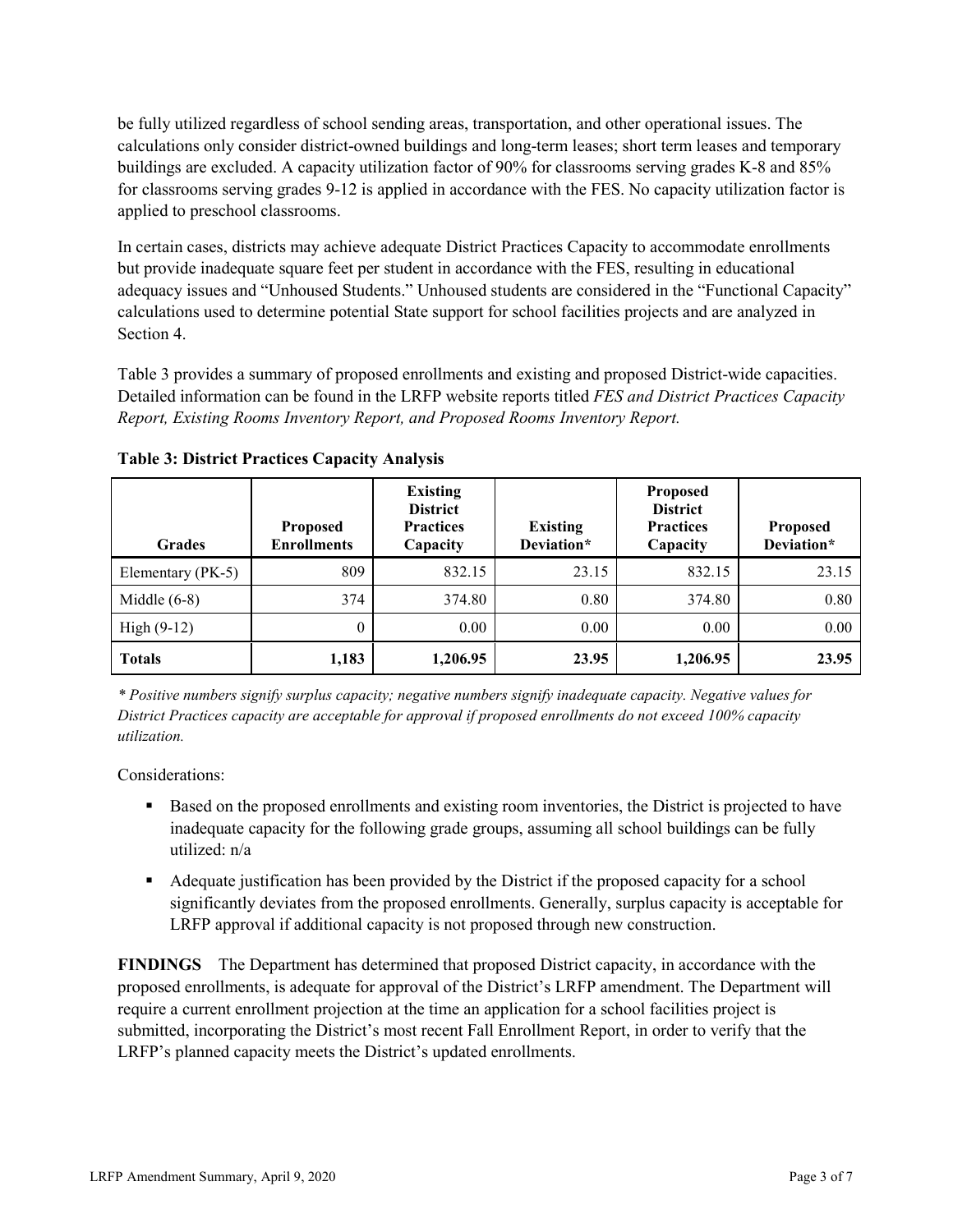be fully utilized regardless of school sending areas, transportation, and other operational issues. The calculations only consider district-owned buildings and long-term leases; short term leases and temporary buildings are excluded. A capacity utilization factor of 90% for classrooms serving grades K-8 and 85% for classrooms serving grades 9-12 is applied in accordance with the FES. No capacity utilization factor is applied to preschool classrooms.

In certain cases, districts may achieve adequate District Practices Capacity to accommodate enrollments but provide inadequate square feet per student in accordance with the FES, resulting in educational adequacy issues and "Unhoused Students." Unhoused students are considered in the "Functional Capacity" calculations used to determine potential State support for school facilities projects and are analyzed in Section 4.

Table 3 provides a summary of proposed enrollments and existing and proposed District-wide capacities. Detailed information can be found in the LRFP website reports titled *FES and District Practices Capacity Report, Existing Rooms Inventory Report, and Proposed Rooms Inventory Report.*

**Table 3: District Practices Capacity Analysis**

| Grades | Proposed Enrollments | Existing District Practices Capacity | Existing Deviation* | Proposed District Practices Capacity | Proposed Deviation* |
|---|---|---|---|---|---|
| Elementary (PK-5) | 809 | 832.15 | 23.15 | 832.15 | 23.15 |
| Middle (6-8) | 374 | 374.80 | 0.80 | 374.80 | 0.80 |
| High (9-12) | 0 | 0.00 | 0.00 | 0.00 | 0.00 |
| **Totals** | **1,183** | **1,206.95** | **23.95** | **1,206.95** | **23.95** |

*\* Positive numbers signify surplus capacity; negative numbers signify inadequate capacity. Negative values for District Practices capacity are acceptable for approval if proposed enrollments do not exceed 100% capacity utilization.*

Considerations:

- Based on the proposed enrollments and existing room inventories, the District is projected to have inadequate capacity for the following grade groups, assuming all school buildings can be fully utilized: n/a
- Adequate justification has been provided by the District if the proposed capacity for a school significantly deviates from the proposed enrollments. Generally, surplus capacity is acceptable for LRFP approval if additional capacity is not proposed through new construction.

**FINDINGS** The Department has determined that proposed District capacity, in accordance with the proposed enrollments, is adequate for approval of the District's LRFP amendment. The Department will require a current enrollment projection at the time an application for a school facilities project is submitted, incorporating the District's most recent Fall Enrollment Report, in order to verify that the LRFP's planned capacity meets the District's updated enrollments.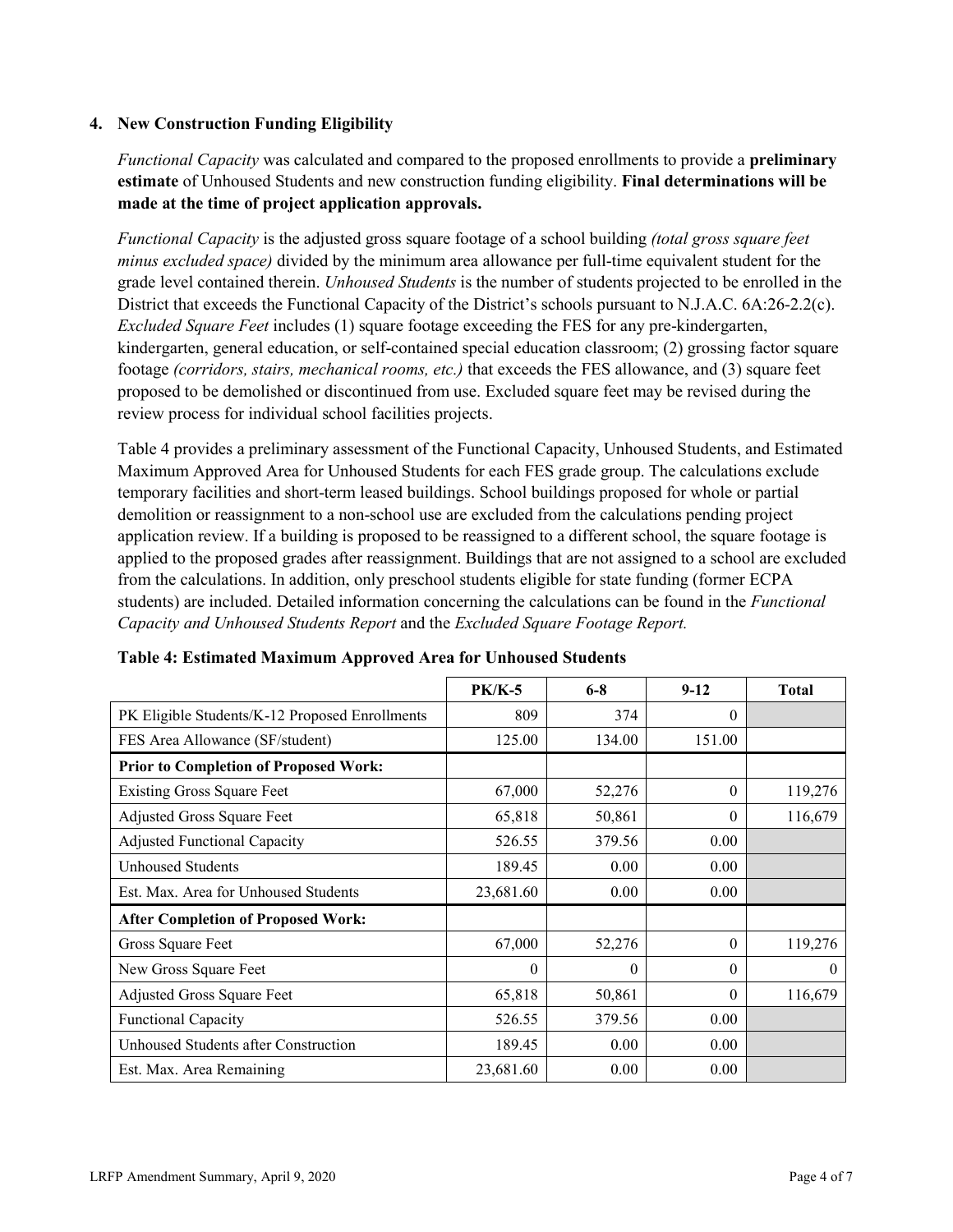## 4. New Construction Funding Eligibility

*Functional Capacity* was calculated and compared to the proposed enrollments to provide a **preliminary estimate** of Unhoused Students and new construction funding eligibility. **Final determinations will be made at the time of project application approvals.**

*Functional Capacity* is the adjusted gross square footage of a school building *(total gross square feet minus excluded space)* divided by the minimum area allowance per full-time equivalent student for the grade level contained therein. *Unhoused Students* is the number of students projected to be enrolled in the District that exceeds the Functional Capacity of the District's schools pursuant to N.J.A.C. 6A:26-2.2(c). *Excluded Square Feet* includes (1) square footage exceeding the FES for any pre-kindergarten, kindergarten, general education, or self-contained special education classroom; (2) grossing factor square footage *(corridors, stairs, mechanical rooms, etc.)* that exceeds the FES allowance, and (3) square feet proposed to be demolished or discontinued from use. Excluded square feet may be revised during the review process for individual school facilities projects.

Table 4 provides a preliminary assessment of the Functional Capacity, Unhoused Students, and Estimated Maximum Approved Area for Unhoused Students for each FES grade group. The calculations exclude temporary facilities and short-term leased buildings. School buildings proposed for whole or partial demolition or reassignment to a non-school use are excluded from the calculations pending project application review. If a building is proposed to be reassigned to a different school, the square footage is applied to the proposed grades after reassignment. Buildings that are not assigned to a school are excluded from the calculations. In addition, only preschool students eligible for state funding (former ECPA students) are included. Detailed information concerning the calculations can be found in the *Functional Capacity and Unhoused Students Report* and the *Excluded Square Footage Report.*

**Table 4: Estimated Maximum Approved Area for Unhoused Students**

| | PK/K-5 | 6-8 | 9-12 | Total |
|---|---|---|---|---|
| PK Eligible Students/K-12 Proposed Enrollments | 809 | 374 | 0 | |
| FES Area Allowance (SF/student) | 125.00 | 134.00 | 151.00 | |
| **Prior to Completion of Proposed Work:** | | | | |
| Existing Gross Square Feet | 67,000 | 52,276 | 0 | 119,276 |
| Adjusted Gross Square Feet | 65,818 | 50,861 | 0 | 116,679 |
| Adjusted Functional Capacity | 526.55 | 379.56 | 0.00 | |
| Unhoused Students | 189.45 | 0.00 | 0.00 | |
| Est. Max. Area for Unhoused Students | 23,681.60 | 0.00 | 0.00 | |
| **After Completion of Proposed Work:** | | | | |
| Gross Square Feet | 67,000 | 52,276 | 0 | 119,276 |
| New Gross Square Feet | 0 | 0 | 0 | 0 |
| Adjusted Gross Square Feet | 65,818 | 50,861 | 0 | 116,679 |
| Functional Capacity | 526.55 | 379.56 | 0.00 | |
| Unhoused Students after Construction | 189.45 | 0.00 | 0.00 | |
| Est. Max. Area Remaining | 23,681.60 | 0.00 | 0.00 | |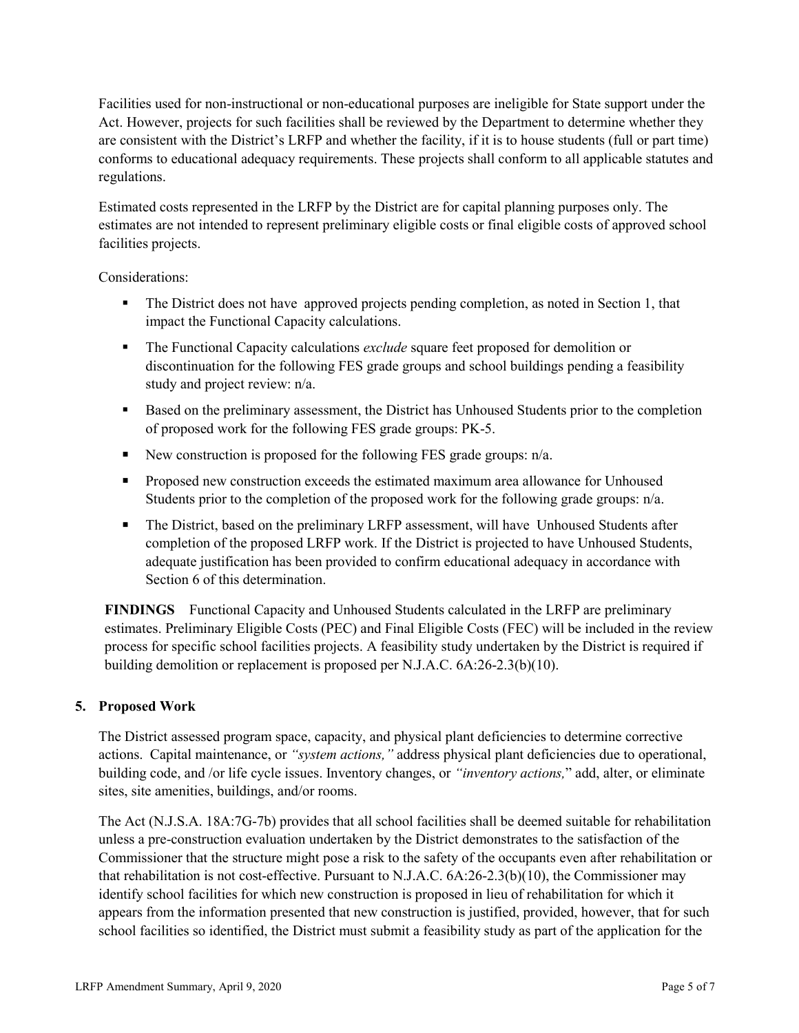Facilities used for non-instructional or non-educational purposes are ineligible for State support under the Act. However, projects for such facilities shall be reviewed by the Department to determine whether they are consistent with the District's LRFP and whether the facility, if it is to house students (full or part time) conforms to educational adequacy requirements. These projects shall conform to all applicable statutes and regulations.

Estimated costs represented in the LRFP by the District are for capital planning purposes only. The estimates are not intended to represent preliminary eligible costs or final eligible costs of approved school facilities projects.

Considerations:

- The District does not have approved projects pending completion, as noted in Section 1, that impact the Functional Capacity calculations.
- The Functional Capacity calculations *exclude* square feet proposed for demolition or discontinuation for the following FES grade groups and school buildings pending a feasibility study and project review: n/a.
- Based on the preliminary assessment, the District has Unhoused Students prior to the completion of proposed work for the following FES grade groups: PK-5.
- New construction is proposed for the following FES grade groups: n/a.
- Proposed new construction exceeds the estimated maximum area allowance for Unhoused Students prior to the completion of the proposed work for the following grade groups: n/a.
- The District, based on the preliminary LRFP assessment, will have Unhoused Students after completion of the proposed LRFP work. If the District is projected to have Unhoused Students, adequate justification has been provided to confirm educational adequacy in accordance with Section 6 of this determination.

**FINDINGS** Functional Capacity and Unhoused Students calculated in the LRFP are preliminary estimates. Preliminary Eligible Costs (PEC) and Final Eligible Costs (FEC) will be included in the review process for specific school facilities projects. A feasibility study undertaken by the District is required if building demolition or replacement is proposed per N.J.A.C. 6A:26-2.3(b)(10).

## 5. Proposed Work

The District assessed program space, capacity, and physical plant deficiencies to determine corrective actions. Capital maintenance, or *"system actions,"* address physical plant deficiencies due to operational, building code, and /or life cycle issues. Inventory changes, or *"inventory actions,"* add, alter, or eliminate sites, site amenities, buildings, and/or rooms.

The Act (N.J.S.A. 18A:7G-7b) provides that all school facilities shall be deemed suitable for rehabilitation unless a pre-construction evaluation undertaken by the District demonstrates to the satisfaction of the Commissioner that the structure might pose a risk to the safety of the occupants even after rehabilitation or that rehabilitation is not cost-effective. Pursuant to N.J.A.C. 6A:26-2.3(b)(10), the Commissioner may identify school facilities for which new construction is proposed in lieu of rehabilitation for which it appears from the information presented that new construction is justified, provided, however, that for such school facilities so identified, the District must submit a feasibility study as part of the application for the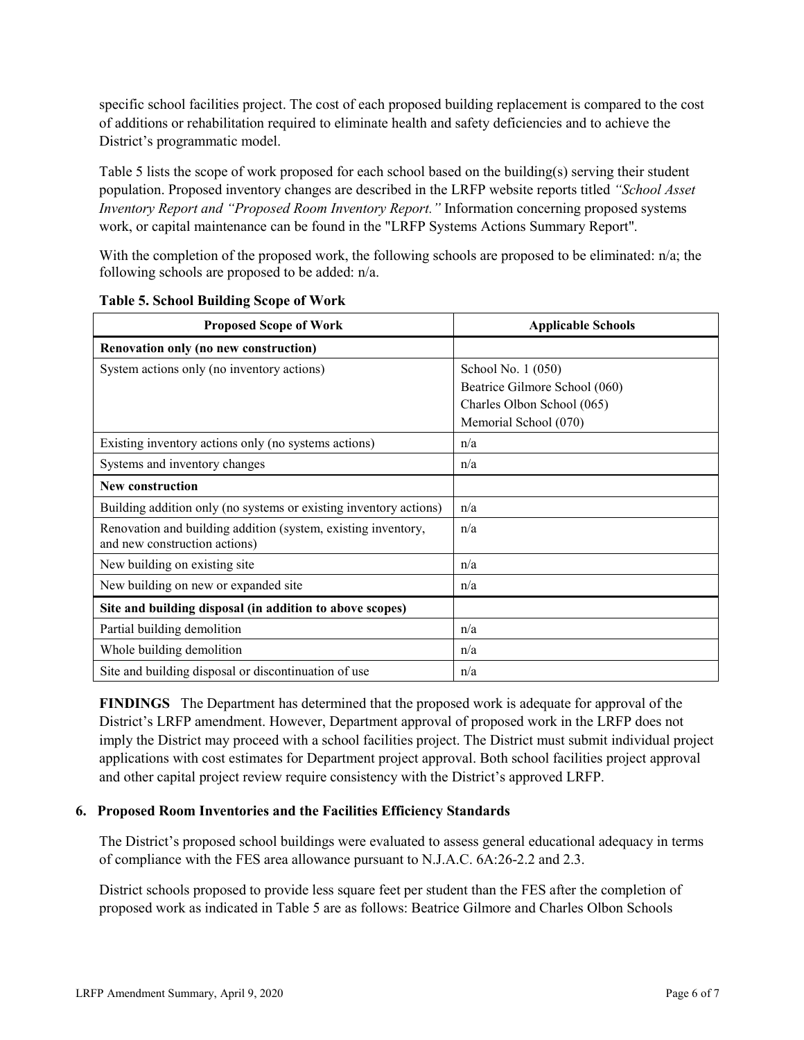specific school facilities project. The cost of each proposed building replacement is compared to the cost of additions or rehabilitation required to eliminate health and safety deficiencies and to achieve the District's programmatic model.

Table 5 lists the scope of work proposed for each school based on the building(s) serving their student population. Proposed inventory changes are described in the LRFP website reports titled *"School Asset Inventory Report and "Proposed Room Inventory Report."* Information concerning proposed systems work, or capital maintenance can be found in the "LRFP Systems Actions Summary Report".

With the completion of the proposed work, the following schools are proposed to be eliminated: n/a; the following schools are proposed to be added: n/a.

**Table 5. School Building Scope of Work**

| Proposed Scope of Work | Applicable Schools |
|---|---|
| **Renovation only (no new construction)** | |
| System actions only (no inventory actions) | School No. 1 (050)<br>Beatrice Gilmore School (060)<br>Charles Olbon School (065)<br>Memorial School (070) |
| Existing inventory actions only (no systems actions) | n/a |
| Systems and inventory changes | n/a |
| **New construction** | |
| Building addition only (no systems or existing inventory actions) | n/a |
| Renovation and building addition (system, existing inventory, and new construction actions) | n/a |
| New building on existing site | n/a |
| New building on new or expanded site | n/a |
| **Site and building disposal (in addition to above scopes)** | |
| Partial building demolition | n/a |
| Whole building demolition | n/a |
| Site and building disposal or discontinuation of use | n/a |

**FINDINGS** The Department has determined that the proposed work is adequate for approval of the District's LRFP amendment. However, Department approval of proposed work in the LRFP does not imply the District may proceed with a school facilities project. The District must submit individual project applications with cost estimates for Department project approval. Both school facilities project approval and other capital project review require consistency with the District's approved LRFP.

## 6. Proposed Room Inventories and the Facilities Efficiency Standards

The District's proposed school buildings were evaluated to assess general educational adequacy in terms of compliance with the FES area allowance pursuant to N.J.A.C. 6A:26-2.2 and 2.3.

District schools proposed to provide less square feet per student than the FES after the completion of proposed work as indicated in Table 5 are as follows: Beatrice Gilmore and Charles Olbon Schools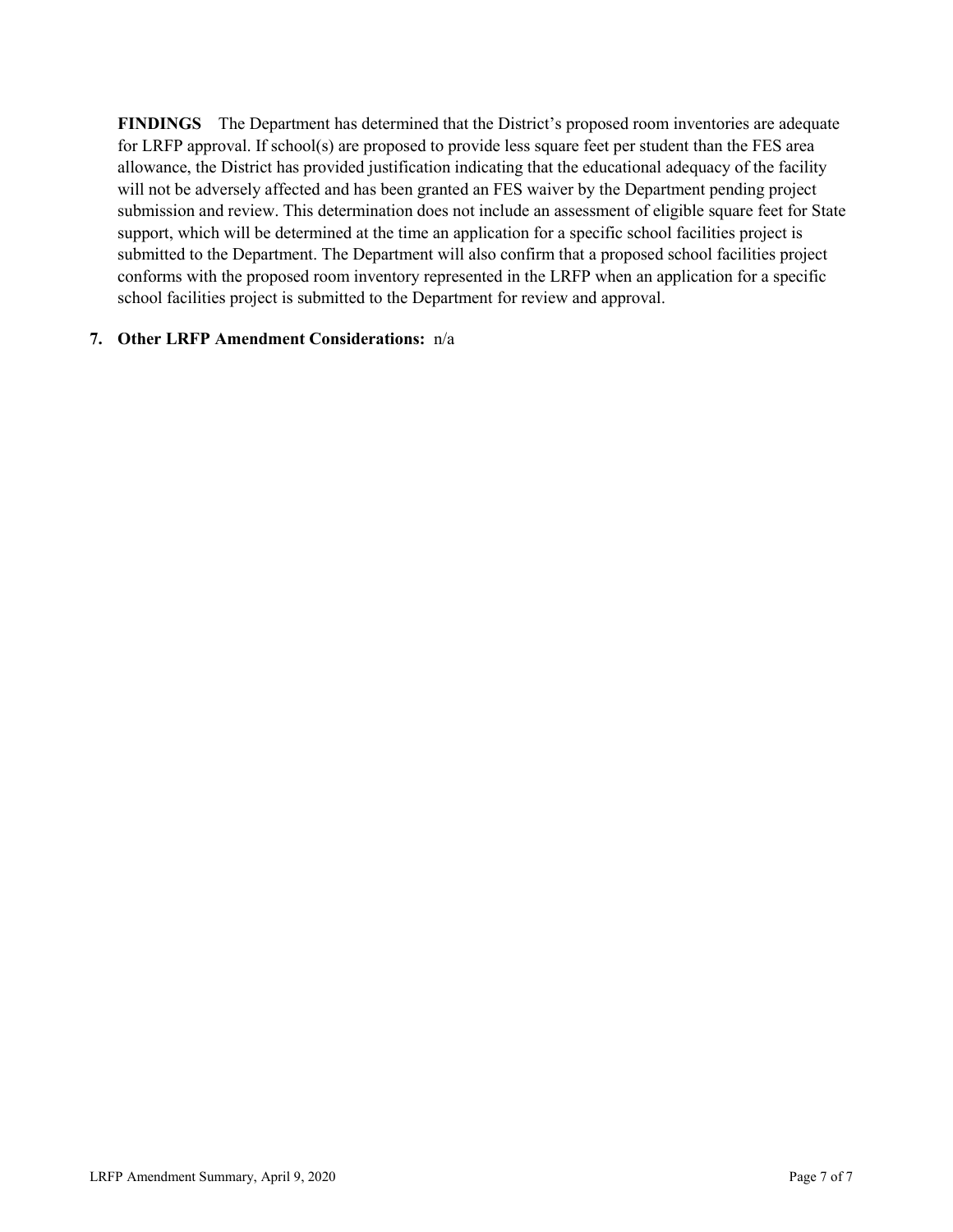**FINDINGS** The Department has determined that the District's proposed room inventories are adequate for LRFP approval. If school(s) are proposed to provide less square feet per student than the FES area allowance, the District has provided justification indicating that the educational adequacy of the facility will not be adversely affected and has been granted an FES waiver by the Department pending project submission and review. This determination does not include an assessment of eligible square feet for State support, which will be determined at the time an application for a specific school facilities project is submitted to the Department. The Department will also confirm that a proposed school facilities project conforms with the proposed room inventory represented in the LRFP when an application for a specific school facilities project is submitted to the Department for review and approval.

**7. Other LRFP Amendment Considerations:** n/a